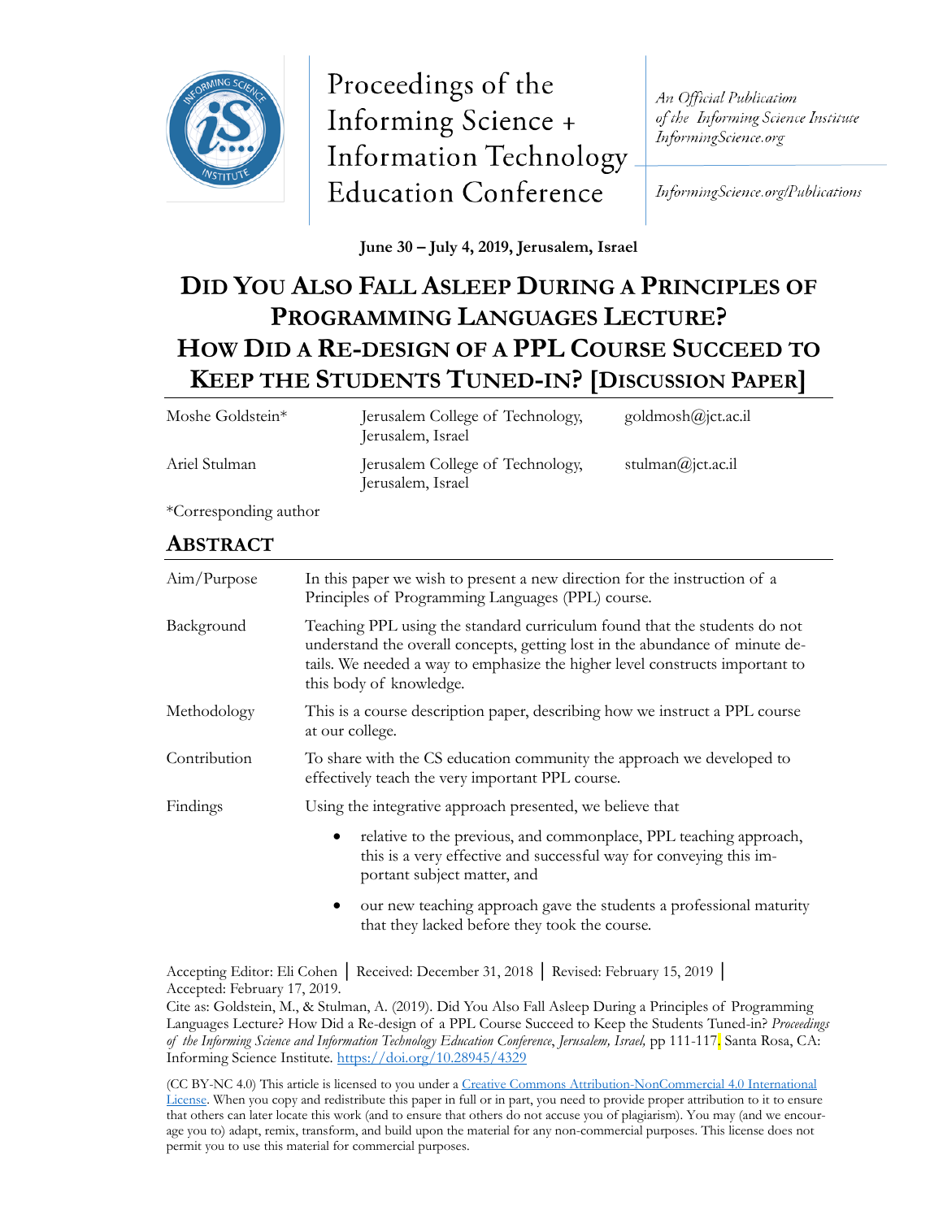Proceedings of the Informing Science + Information Technology Education Conference

*An Official Publication of the Informing Science Institute InformingScience.org*

*InformingScience.org/Publications*

**June 30 – July 4, 2019, Jerusalem, Israel**

# DID YOU ALSO FALL ASLEEP DURING A PRINCIPLES OF PROGRAMMING LANGUAGES LECTURE? HOW DID A RE-DESIGN OF A PPL COURSE SUCCEED TO KEEP THE STUDENTS TUNED-IN? [DISCUSSION PAPER]

| | | |
|---|---|---|
| Moshe Goldstein* | Jerusalem College of Technology, Jerusalem, Israel | goldmosh@jct.ac.il |
| Ariel Stulman | Jerusalem College of Technology, Jerusalem, Israel | stulman@jct.ac.il |

*Corresponding author

## ABSTRACT

| | |
|---|---|
| Aim/Purpose | In this paper we wish to present a new direction for the instruction of a Principles of Programming Languages (PPL) course. |
| Background | Teaching PPL using the standard curriculum found that the students do not understand the overall concepts, getting lost in the abundance of minute details. We needed a way to emphasize the higher level constructs important to this body of knowledge. |
| Methodology | This is a course description paper, describing how we instruct a PPL course at our college. |
| Contribution | To share with the CS education community the approach we developed to effectively teach the very important PPL course. |
| Findings | Using the integrative approach presented, we believe that<br>• relative to the previous, and commonplace, PPL teaching approach, this is a very effective and successful way for conveying this important subject matter, and<br>• our new teaching approach gave the students a professional maturity that they lacked before they took the course. |

Accepting Editor: Eli Cohen │ Received: December 31, 2018 │ Revised: February 15, 2019 │ Accepted: February 17, 2019.

Cite as: Goldstein, M., & Stulman, A. (2019). Did You Also Fall Asleep During a Principles of Programming Languages Lecture? How Did a Re-design of a PPL Course Succeed to Keep the Students Tuned-in? *Proceedings of the Informing Science and Information Technology Education Conference, Jerusalem, Israel,* pp 111-117. Santa Rosa, CA: Informing Science Institute. https://doi.org/10.28945/4329

(CC BY-NC 4.0) This article is licensed to you under a Creative Commons Attribution-NonCommercial 4.0 International License. When you copy and redistribute this paper in full or in part, you need to provide proper attribution to it to ensure that others can later locate this work (and to ensure that others do not accuse you of plagiarism). You may (and we encourage you to) adapt, remix, transform, and build upon the material for any non-commercial purposes. This license does not permit you to use this material for commercial purposes.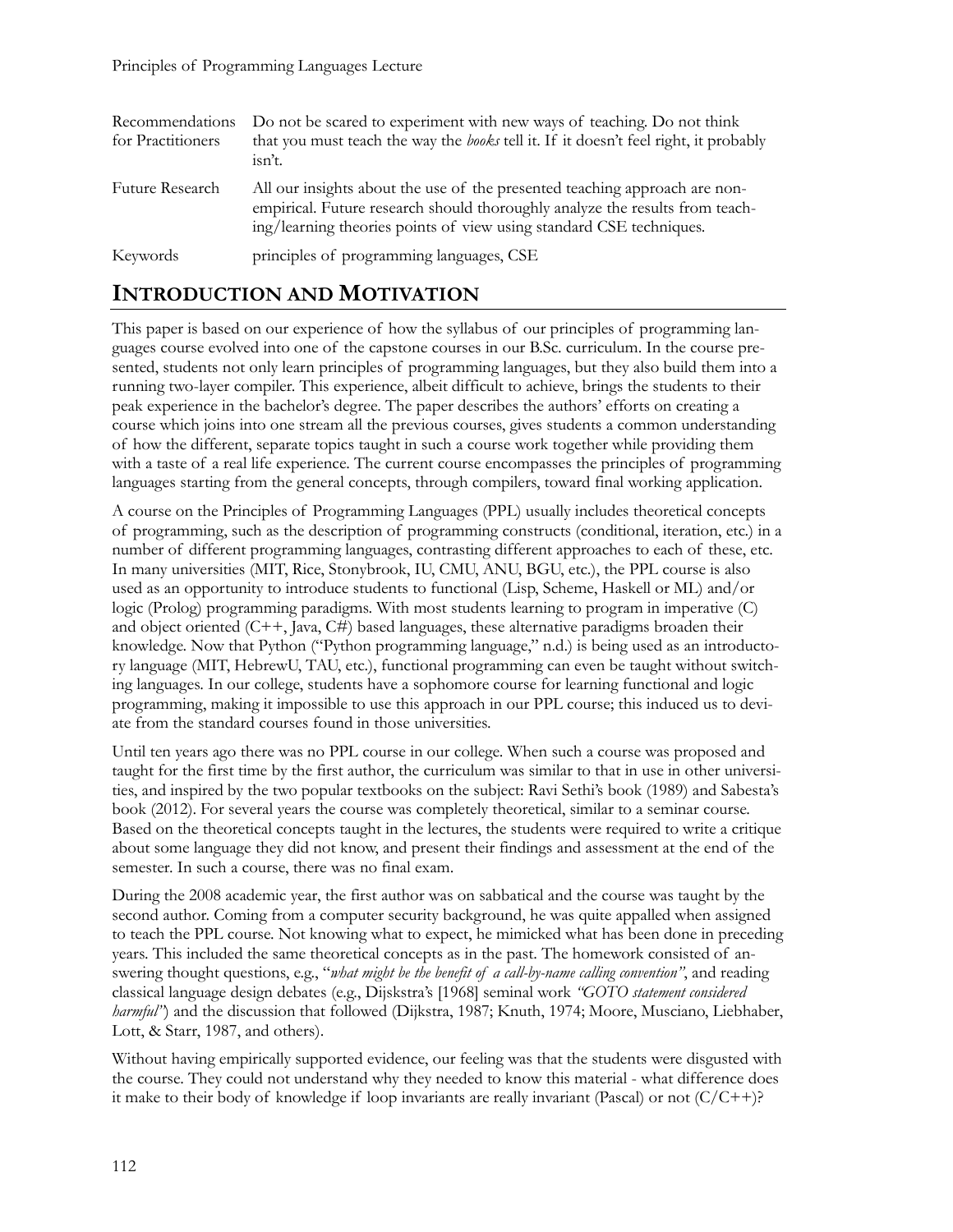| | |
|---|---|
| Recommendations for Practitioners | Do not be scared to experiment with new ways of teaching. Do not think that you must teach the way the *books* tell it. If it doesn't feel right, it probably isn't. |
| Future Research | All our insights about the use of the presented teaching approach are non-empirical. Future research should thoroughly analyze the results from teaching/learning theories points of view using standard CSE techniques. |
| Keywords | principles of programming languages, CSE |

## INTRODUCTION AND MOTIVATION

This paper is based on our experience of how the syllabus of our principles of programming languages course evolved into one of the capstone courses in our B.Sc. curriculum. In the course presented, students not only learn principles of programming languages, but they also build them into a running two-layer compiler. This experience, albeit difficult to achieve, brings the students to their peak experience in the bachelor's degree. The paper describes the authors' efforts on creating a course which joins into one stream all the previous courses, gives students a common understanding of how the different, separate topics taught in such a course work together while providing them with a taste of a real life experience. The current course encompasses the principles of programming languages starting from the general concepts, through compilers, toward final working application.

A course on the Principles of Programming Languages (PPL) usually includes theoretical concepts of programming, such as the description of programming constructs (conditional, iteration, etc.) in a number of different programming languages, contrasting different approaches to each of these, etc. In many universities (MIT, Rice, Stonybrook, IU, CMU, ANU, BGU, etc.), the PPL course is also used as an opportunity to introduce students to functional (Lisp, Scheme, Haskell or ML) and/or logic (Prolog) programming paradigms. With most students learning to program in imperative (C) and object oriented (C++, Java, C#) based languages, these alternative paradigms broaden their knowledge. Now that Python ("Python programming language," n.d.) is being used as an introductory language (MIT, HebrewU, TAU, etc.), functional programming can even be taught without switching languages. In our college, students have a sophomore course for learning functional and logic programming, making it impossible to use this approach in our PPL course; this induced us to deviate from the standard courses found in those universities.

Until ten years ago there was no PPL course in our college. When such a course was proposed and taught for the first time by the first author, the curriculum was similar to that in use in other universities, and inspired by the two popular textbooks on the subject: Ravi Sethi's book (1989) and Sabesta's book (2012). For several years the course was completely theoretical, similar to a seminar course. Based on the theoretical concepts taught in the lectures, the students were required to write a critique about some language they did not know, and present their findings and assessment at the end of the semester. In such a course, there was no final exam.

During the 2008 academic year, the first author was on sabbatical and the course was taught by the second author. Coming from a computer security background, he was quite appalled when assigned to teach the PPL course. Not knowing what to expect, he mimicked what has been done in preceding years. This included the same theoretical concepts as in the past. The homework consisted of answering thought questions, e.g., "*what might be the benefit of a call-by-name calling convention*", and reading classical language design debates (e.g., Dijskstra's [1968] seminal work *"GOTO statement considered harmful"*) and the discussion that followed (Dijkstra, 1987; Knuth, 1974; Moore, Musciano, Liebhaber, Lott, & Starr, 1987, and others).

Without having empirically supported evidence, our feeling was that the students were disgusted with the course. They could not understand why they needed to know this material - what difference does it make to their body of knowledge if loop invariants are really invariant (Pascal) or not (C/C++)?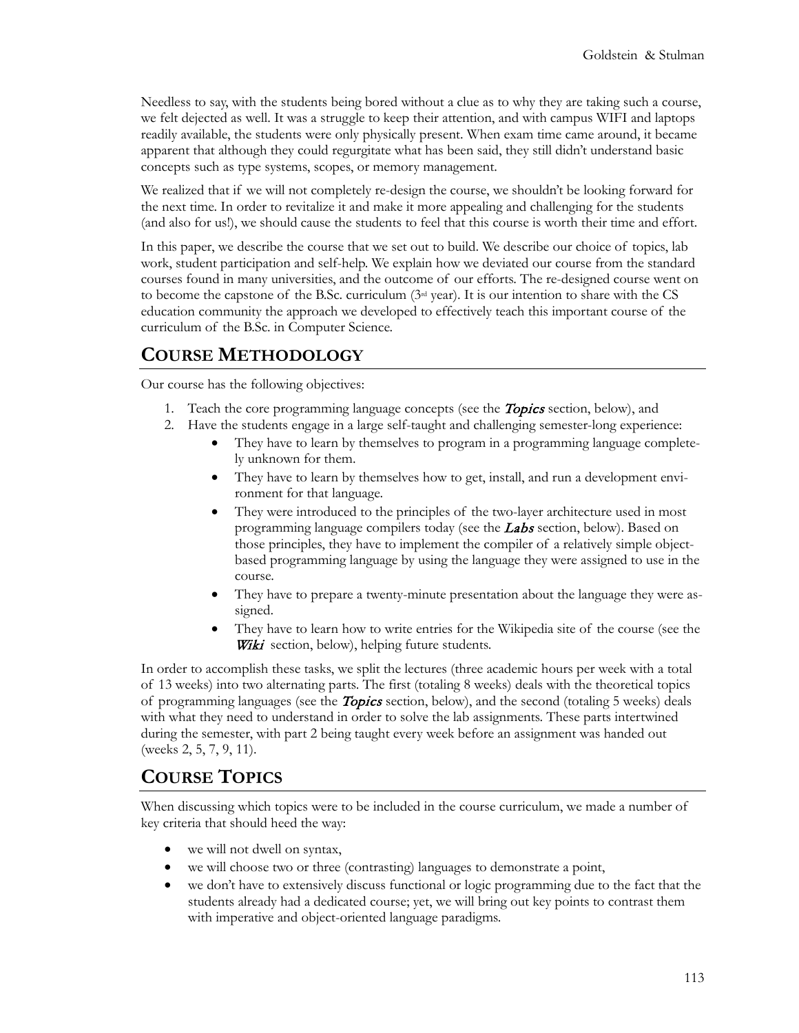Needless to say, with the students being bored without a clue as to why they are taking such a course, we felt dejected as well. It was a struggle to keep their attention, and with campus WIFI and laptops readily available, the students were only physically present. When exam time came around, it became apparent that although they could regurgitate what has been said, they still didn't understand basic concepts such as type systems, scopes, or memory management.

We realized that if we will not completely re-design the course, we shouldn't be looking forward for the next time. In order to revitalize it and make it more appealing and challenging for the students (and also for us!), we should cause the students to feel that this course is worth their time and effort.

In this paper, we describe the course that we set out to build. We describe our choice of topics, lab work, student participation and self-help. We explain how we deviated our course from the standard courses found in many universities, and the outcome of our efforts. The re-designed course went on to become the capstone of the B.Sc. curriculum (3rd year). It is our intention to share with the CS education community the approach we developed to effectively teach this important course of the curriculum of the B.Sc. in Computer Science.

## Course Methodology

Our course has the following objectives:

1. Teach the core programming language concepts (see the ***Topics*** section, below), and
2. Have the students engage in a large self-taught and challenging semester-long experience:
   - They have to learn by themselves to program in a programming language completely unknown for them.
   - They have to learn by themselves how to get, install, and run a development environment for that language.
   - They were introduced to the principles of the two-layer architecture used in most programming language compilers today (see the ***Labs*** section, below). Based on those principles, they have to implement the compiler of a relatively simple object-based programming language by using the language they were assigned to use in the course.
   - They have to prepare a twenty-minute presentation about the language they were assigned.
   - They have to learn how to write entries for the Wikipedia site of the course (see the ***Wiki*** section, below), helping future students.

In order to accomplish these tasks, we split the lectures (three academic hours per week with a total of 13 weeks) into two alternating parts. The first (totaling 8 weeks) deals with the theoretical topics of programming languages (see the ***Topics*** section, below), and the second (totaling 5 weeks) deals with what they need to understand in order to solve the lab assignments. These parts intertwined during the semester, with part 2 being taught every week before an assignment was handed out (weeks 2, 5, 7, 9, 11).

## Course Topics

When discussing which topics were to be included in the course curriculum, we made a number of key criteria that should heed the way:

- we will not dwell on syntax,
- we will choose two or three (contrasting) languages to demonstrate a point,
- we don't have to extensively discuss functional or logic programming due to the fact that the students already had a dedicated course; yet, we will bring out key points to contrast them with imperative and object-oriented language paradigms.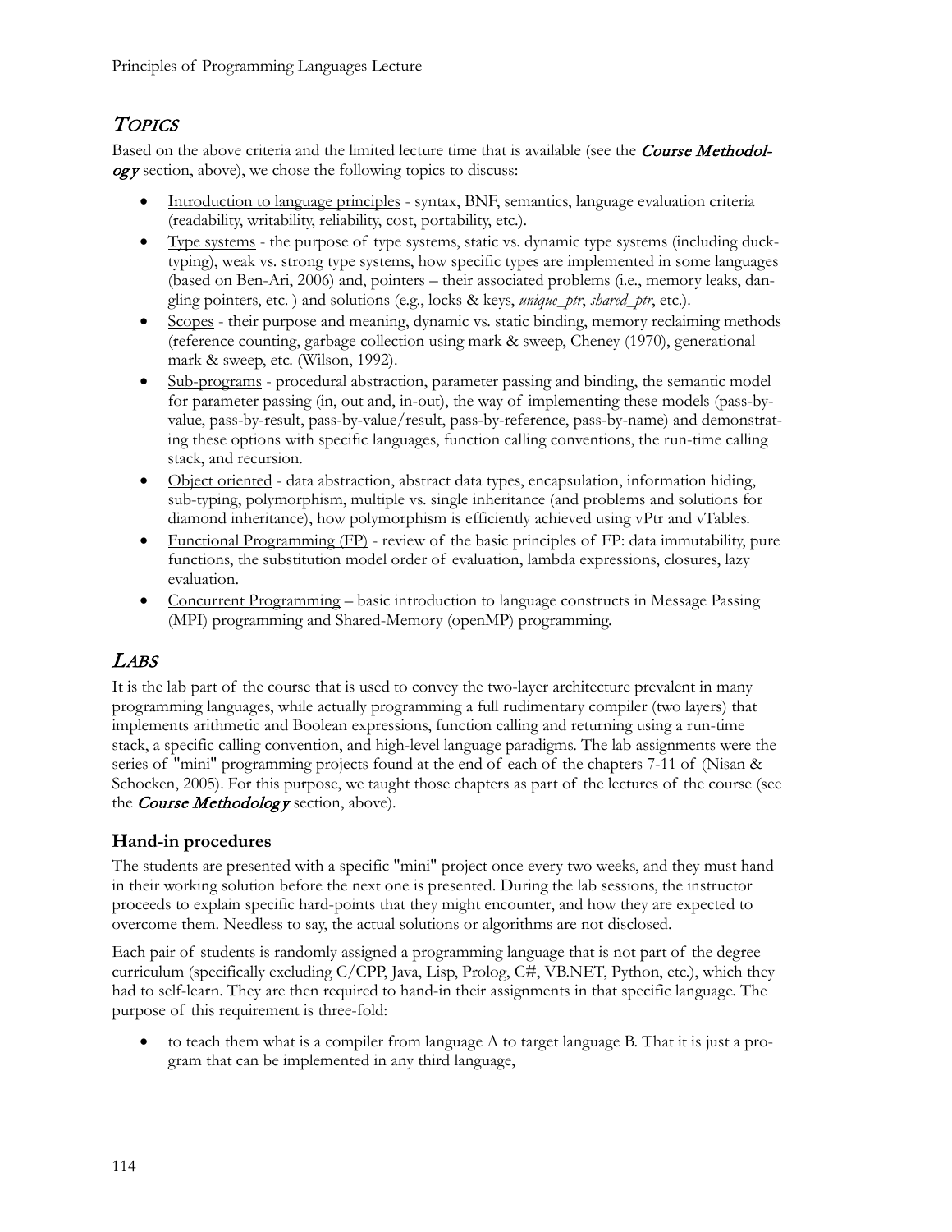## *Topics*

Based on the above criteria and the limited lecture time that is available (see the ***Course Methodology*** section, above), we chose the following topics to discuss:

- Introduction to language principles - syntax, BNF, semantics, language evaluation criteria (readability, writability, reliability, cost, portability, etc.).
- Type systems - the purpose of type systems, static vs. dynamic type systems (including duck-typing), weak vs. strong type systems, how specific types are implemented in some languages (based on Ben-Ari, 2006) and, pointers – their associated problems (i.e., memory leaks, dangling pointers, etc. ) and solutions (e.g., locks & keys, *unique_ptr*, *shared_ptr*, etc.).
- Scopes - their purpose and meaning, dynamic vs. static binding, memory reclaiming methods (reference counting, garbage collection using mark & sweep, Cheney (1970), generational mark & sweep, etc. (Wilson, 1992).
- Sub-programs - procedural abstraction, parameter passing and binding, the semantic model for parameter passing (in, out and, in-out), the way of implementing these models (pass-by-value, pass-by-result, pass-by-value/result, pass-by-reference, pass-by-name) and demonstrating these options with specific languages, function calling conventions, the run-time calling stack, and recursion.
- Object oriented - data abstraction, abstract data types, encapsulation, information hiding, sub-typing, polymorphism, multiple vs. single inheritance (and problems and solutions for diamond inheritance), how polymorphism is efficiently achieved using vPtr and vTables.
- Functional Programming (FP) - review of the basic principles of FP: data immutability, pure functions, the substitution model order of evaluation, lambda expressions, closures, lazy evaluation.
- Concurrent Programming – basic introduction to language constructs in Message Passing (MPI) programming and Shared-Memory (openMP) programming.

## *Labs*

It is the lab part of the course that is used to convey the two-layer architecture prevalent in many programming languages, while actually programming a full rudimentary compiler (two layers) that implements arithmetic and Boolean expressions, function calling and returning using a run-time stack, a specific calling convention, and high-level language paradigms. The lab assignments were the series of "mini" programming projects found at the end of each of the chapters 7-11 of (Nisan & Schocken, 2005). For this purpose, we taught those chapters as part of the lectures of the course (see the ***Course Methodology*** section, above).

### Hand-in procedures

The students are presented with a specific "mini" project once every two weeks, and they must hand in their working solution before the next one is presented. During the lab sessions, the instructor proceeds to explain specific hard-points that they might encounter, and how they are expected to overcome them. Needless to say, the actual solutions or algorithms are not disclosed.

Each pair of students is randomly assigned a programming language that is not part of the degree curriculum (specifically excluding C/CPP, Java, Lisp, Prolog, C#, VB.NET, Python, etc.), which they had to self-learn. They are then required to hand-in their assignments in that specific language. The purpose of this requirement is three-fold:

- to teach them what is a compiler from language A to target language B. That it is just a program that can be implemented in any third language,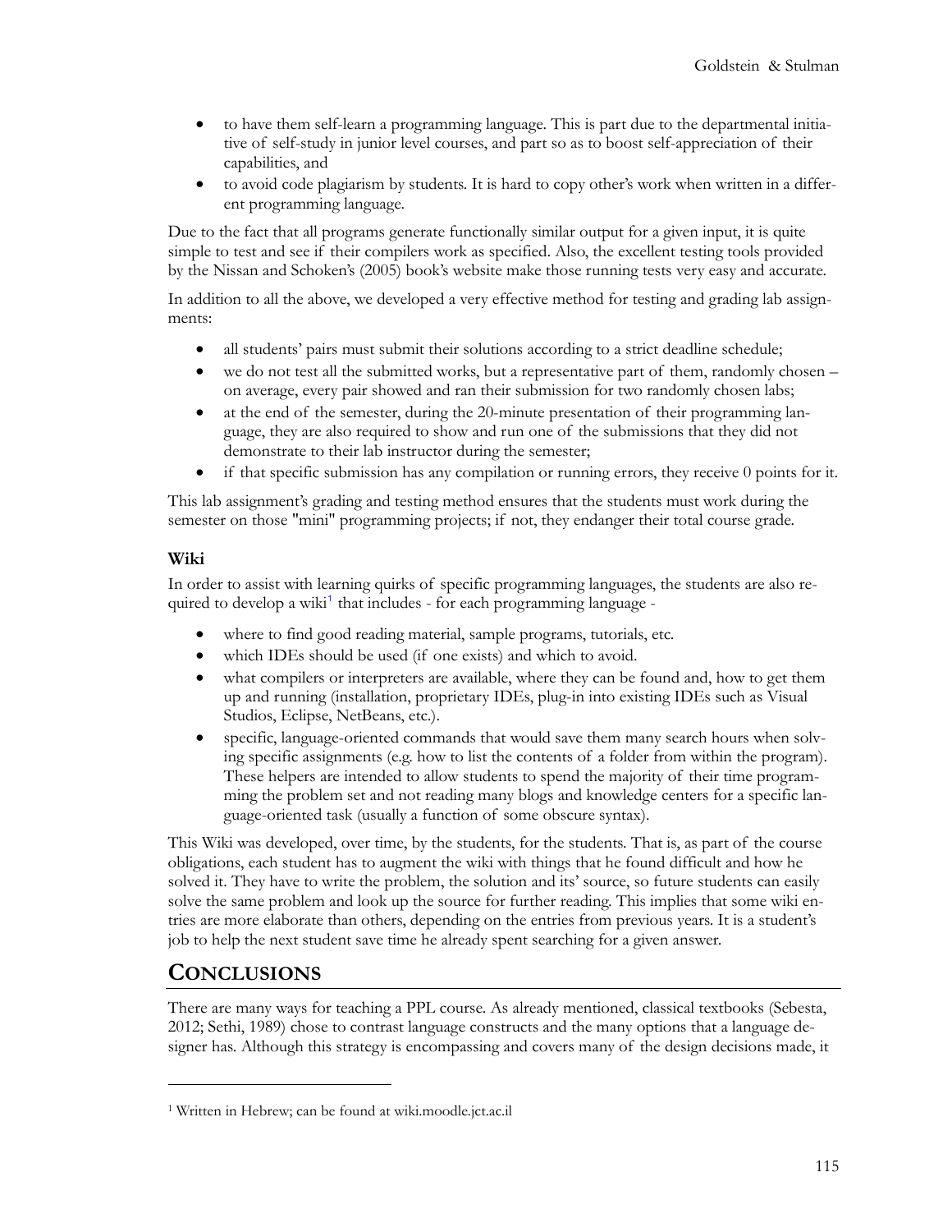- to have them self-learn a programming language. This is part due to the departmental initiative of self-study in junior level courses, and part so as to boost self-appreciation of their capabilities, and
- to avoid code plagiarism by students. It is hard to copy other's work when written in a different programming language.

Due to the fact that all programs generate functionally similar output for a given input, it is quite simple to test and see if their compilers work as specified. Also, the excellent testing tools provided by the Nissan and Schoken's (2005) book's website make those running tests very easy and accurate.

In addition to all the above, we developed a very effective method for testing and grading lab assignments:

- all students' pairs must submit their solutions according to a strict deadline schedule;
- we do not test all the submitted works, but a representative part of them, randomly chosen – on average, every pair showed and ran their submission for two randomly chosen labs;
- at the end of the semester, during the 20-minute presentation of their programming language, they are also required to show and run one of the submissions that they did not demonstrate to their lab instructor during the semester;
- if that specific submission has any compilation or running errors, they receive 0 points for it.

This lab assignment's grading and testing method ensures that the students must work during the semester on those "mini" programming projects; if not, they endanger their total course grade.

### Wiki

In order to assist with learning quirks of specific programming languages, the students are also required to develop a wiki[1] that includes - for each programming language -

- where to find good reading material, sample programs, tutorials, etc.
- which IDEs should be used (if one exists) and which to avoid.
- what compilers or interpreters are available, where they can be found and, how to get them up and running (installation, proprietary IDEs, plug-in into existing IDEs such as Visual Studios, Eclipse, NetBeans, etc.).
- specific, language-oriented commands that would save them many search hours when solving specific assignments (e.g. how to list the contents of a folder from within the program). These helpers are intended to allow students to spend the majority of their time programming the problem set and not reading many blogs and knowledge centers for a specific language-oriented task (usually a function of some obscure syntax).

This Wiki was developed, over time, by the students, for the students. That is, as part of the course obligations, each student has to augment the wiki with things that he found difficult and how he solved it. They have to write the problem, the solution and its' source, so future students can easily solve the same problem and look up the source for further reading. This implies that some wiki entries are more elaborate than others, depending on the entries from previous years. It is a student's job to help the next student save time he already spent searching for a given answer.

## Conclusions

There are many ways for teaching a PPL course. As already mentioned, classical textbooks (Sebesta, 2012; Sethi, 1989) chose to contrast language constructs and the many options that a language designer has. Although this strategy is encompassing and covers many of the design decisions made, it

[1] Written in Hebrew; can be found at wiki.moodle.jct.ac.il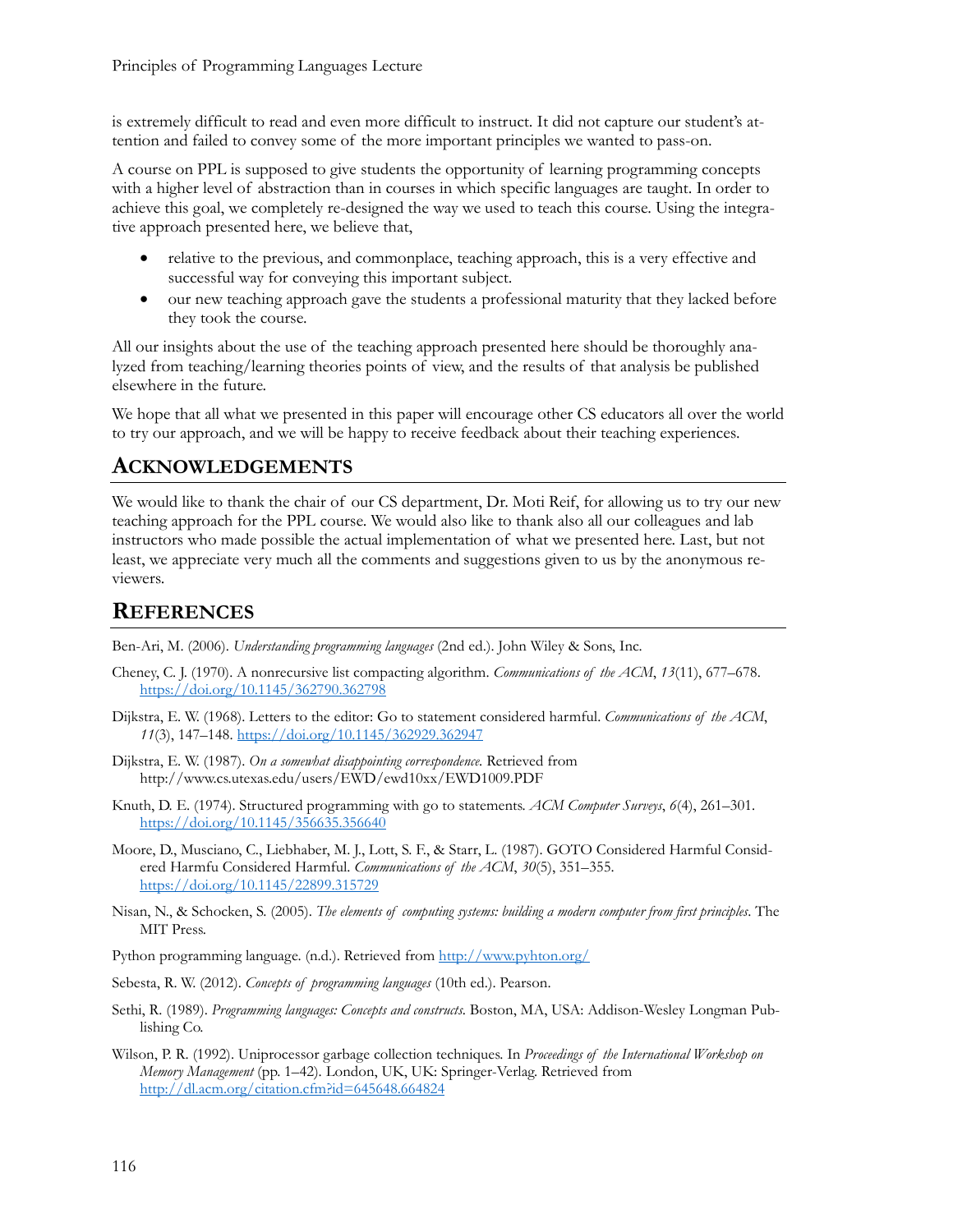is extremely difficult to read and even more difficult to instruct. It did not capture our student's attention and failed to convey some of the more important principles we wanted to pass-on.

A course on PPL is supposed to give students the opportunity of learning programming concepts with a higher level of abstraction than in courses in which specific languages are taught. In order to achieve this goal, we completely re-designed the way we used to teach this course. Using the integrative approach presented here, we believe that,

- relative to the previous, and commonplace, teaching approach, this is a very effective and successful way for conveying this important subject.
- our new teaching approach gave the students a professional maturity that they lacked before they took the course.

All our insights about the use of the teaching approach presented here should be thoroughly analyzed from teaching/learning theories points of view, and the results of that analysis be published elsewhere in the future.

We hope that all what we presented in this paper will encourage other CS educators all over the world to try our approach, and we will be happy to receive feedback about their teaching experiences.

## Acknowledgements

We would like to thank the chair of our CS department, Dr. Moti Reif, for allowing us to try our new teaching approach for the PPL course. We would also like to thank also all our colleagues and lab instructors who made possible the actual implementation of what we presented here. Last, but not least, we appreciate very much all the comments and suggestions given to us by the anonymous reviewers.

## References

Ben-Ari, M. (2006). *Understanding programming languages* (2nd ed.). John Wiley & Sons, Inc.

Cheney, C. J. (1970). A nonrecursive list compacting algorithm. *Communications of the ACM*, *13*(11), 677–678. https://doi.org/10.1145/362790.362798

Dijkstra, E. W. (1968). Letters to the editor: Go to statement considered harmful. *Communications of the ACM*, *11*(3), 147–148. https://doi.org/10.1145/362929.362947

Dijkstra, E. W. (1987). *On a somewhat disappointing correspondence*. Retrieved from http://www.cs.utexas.edu/users/EWD/ewd10xx/EWD1009.PDF

Knuth, D. E. (1974). Structured programming with go to statements. *ACM Computer Surveys*, *6*(4), 261–301. https://doi.org/10.1145/356635.356640

Moore, D., Musciano, C., Liebhaber, M. J., Lott, S. F., & Starr, L. (1987). GOTO Considered Harmful Considered Harmfu Considered Harmful. *Communications of the ACM*, *30*(5), 351–355. https://doi.org/10.1145/22899.315729

Nisan, N., & Schocken, S. (2005). *The elements of computing systems: building a modern computer from first principles*. The MIT Press.

Python programming language. (n.d.). Retrieved from http://www.pyhton.org/

Sebesta, R. W. (2012). *Concepts of programming languages* (10th ed.). Pearson.

Sethi, R. (1989). *Programming languages: Concepts and constructs*. Boston, MA, USA: Addison-Wesley Longman Publishing Co.

Wilson, P. R. (1992). Uniprocessor garbage collection techniques. In *Proceedings of the International Workshop on Memory Management* (pp. 1–42). London, UK, UK: Springer-Verlag. Retrieved from http://dl.acm.org/citation.cfm?id=645648.664824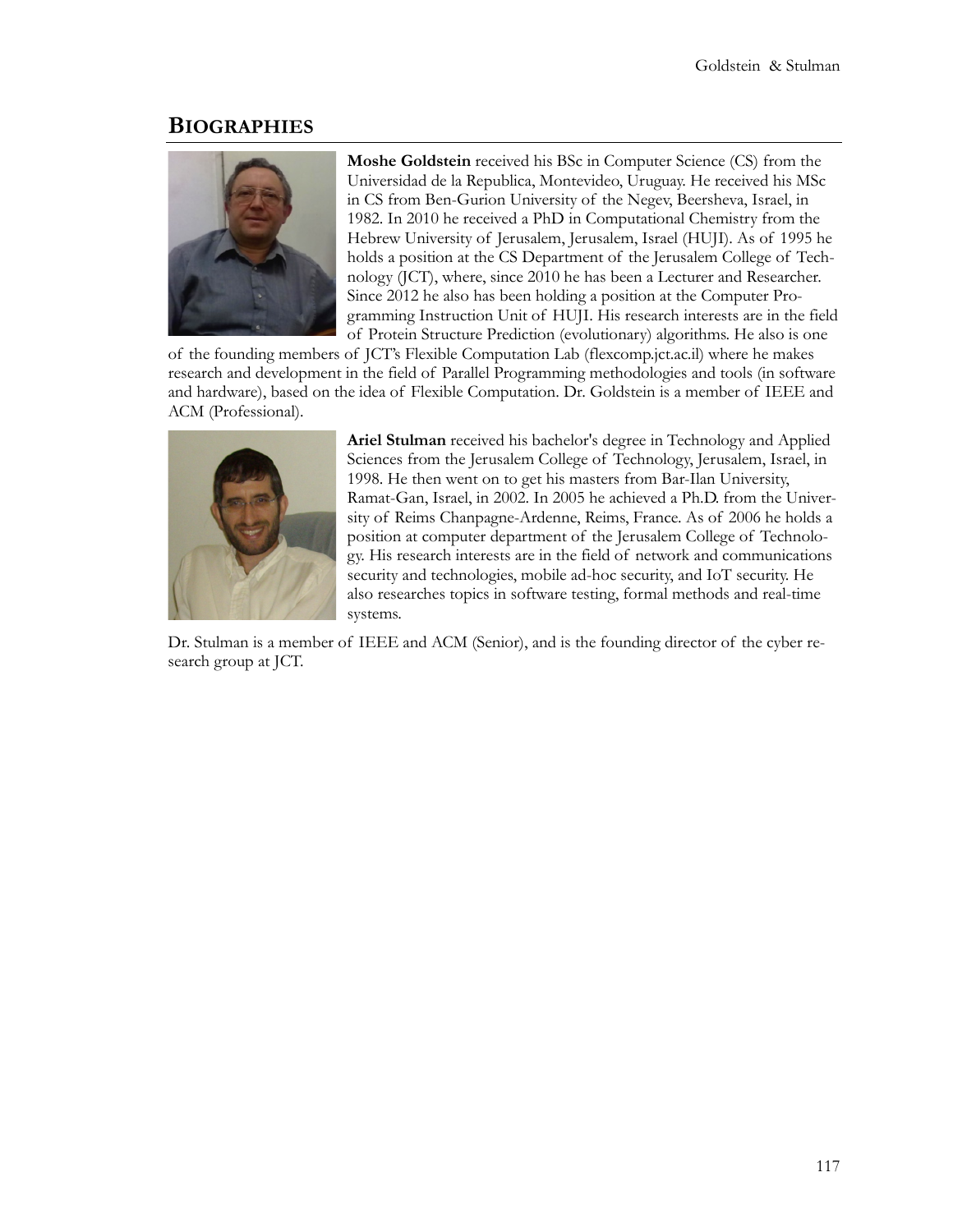## BIOGRAPHIES

**Moshe Goldstein** received his BSc in Computer Science (CS) from the Universidad de la Republica, Montevideo, Uruguay. He received his MSc in CS from Ben-Gurion University of the Negev, Beersheva, Israel, in 1982. In 2010 he received a PhD in Computational Chemistry from the Hebrew University of Jerusalem, Jerusalem, Israel (HUJI). As of 1995 he holds a position at the CS Department of the Jerusalem College of Technology (JCT), where, since 2010 he has been a Lecturer and Researcher. Since 2012 he also has been holding a position at the Computer Programming Instruction Unit of HUJI. His research interests are in the field of Protein Structure Prediction (evolutionary) algorithms. He also is one of the founding members of JCT's Flexible Computation Lab (flexcomp.jct.ac.il) where he makes research and development in the field of Parallel Programming methodologies and tools (in software and hardware), based on the idea of Flexible Computation. Dr. Goldstein is a member of IEEE and ACM (Professional).

**Ariel Stulman** received his bachelor's degree in Technology and Applied Sciences from the Jerusalem College of Technology, Jerusalem, Israel, in 1998. He then went on to get his masters from Bar-Ilan University, Ramat-Gan, Israel, in 2002. In 2005 he achieved a Ph.D. from the University of Reims Chanpagne-Ardenne, Reims, France. As of 2006 he holds a position at computer department of the Jerusalem College of Technology. His research interests are in the field of network and communications security and technologies, mobile ad-hoc security, and IoT security. He also researches topics in software testing, formal methods and real-time systems.

Dr. Stulman is a member of IEEE and ACM (Senior), and is the founding director of the cyber research group at JCT.